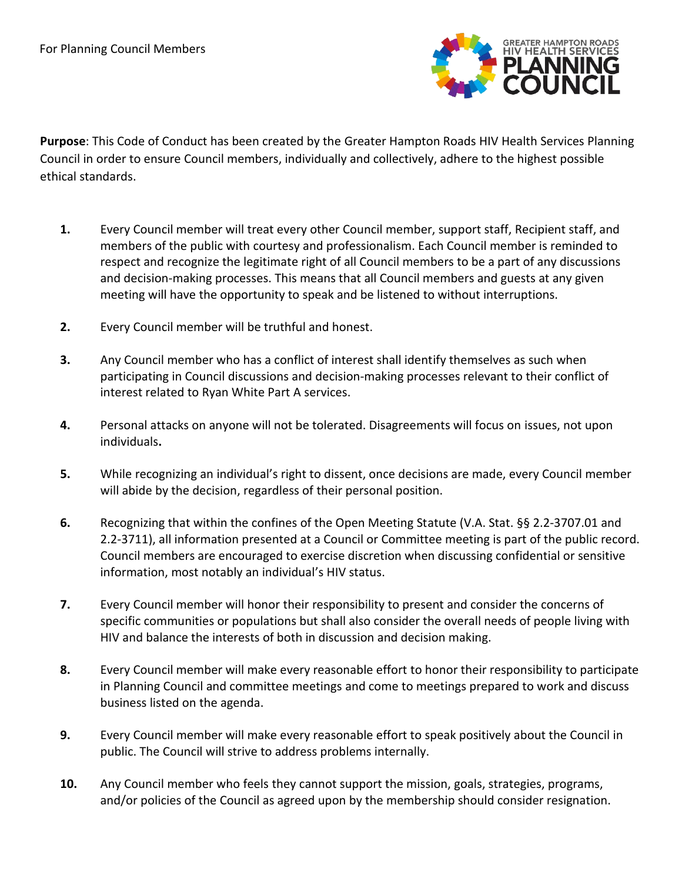For Planning Council Members

GREATER HAMPTON ROADS HIV HEALTH SERVICES PLANNING COUNCIL

**Purpose**: This Code of Conduct has been created by the Greater Hampton Roads HIV Health Services Planning Council in order to ensure Council members, individually and collectively, adhere to the highest possible ethical standards.

1. Every Council member will treat every other Council member, support staff, Recipient staff, and members of the public with courtesy and professionalism. Each Council member is reminded to respect and recognize the legitimate right of all Council members to be a part of any discussions and decision-making processes. This means that all Council members and guests at any given meeting will have the opportunity to speak and be listened to without interruptions.

2. Every Council member will be truthful and honest.

3. Any Council member who has a conflict of interest shall identify themselves as such when participating in Council discussions and decision-making processes relevant to their conflict of interest related to Ryan White Part A services.

4. Personal attacks on anyone will not be tolerated. Disagreements will focus on issues, not upon individuals**.**

5. While recognizing an individual's right to dissent, once decisions are made, every Council member will abide by the decision, regardless of their personal position.

6. Recognizing that within the confines of the Open Meeting Statute (V.A. Stat. §§ 2.2-3707.01 and 2.2-3711), all information presented at a Council or Committee meeting is part of the public record. Council members are encouraged to exercise discretion when discussing confidential or sensitive information, most notably an individual's HIV status.

7. Every Council member will honor their responsibility to present and consider the concerns of specific communities or populations but shall also consider the overall needs of people living with HIV and balance the interests of both in discussion and decision making.

8. Every Council member will make every reasonable effort to honor their responsibility to participate in Planning Council and committee meetings and come to meetings prepared to work and discuss business listed on the agenda.

9. Every Council member will make every reasonable effort to speak positively about the Council in public. The Council will strive to address problems internally.

10. Any Council member who feels they cannot support the mission, goals, strategies, programs, and/or policies of the Council as agreed upon by the membership should consider resignation.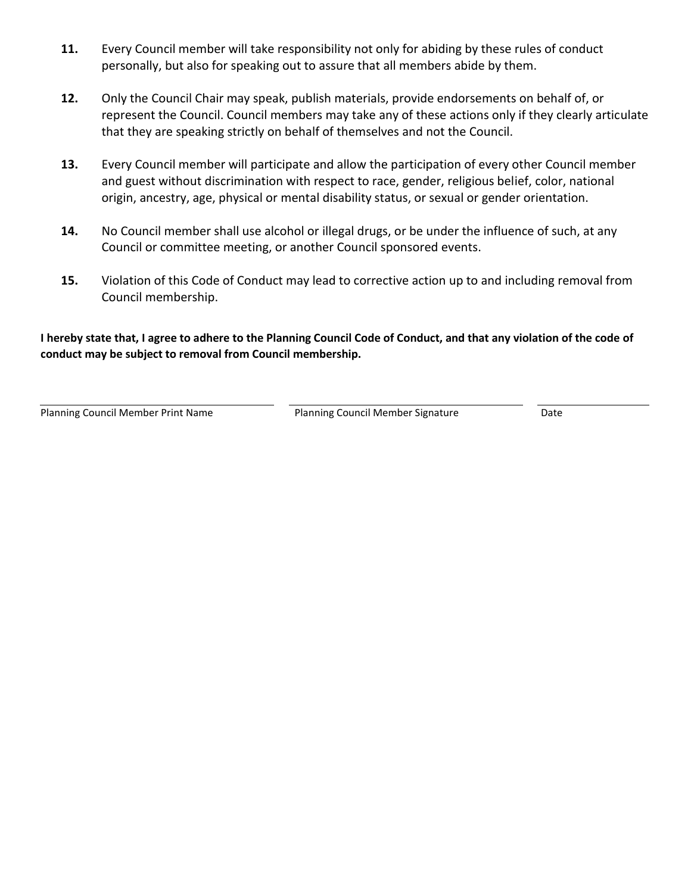11. Every Council member will take responsibility not only for abiding by these rules of conduct personally, but also for speaking out to assure that all members abide by them.

12. Only the Council Chair may speak, publish materials, provide endorsements on behalf of, or represent the Council. Council members may take any of these actions only if they clearly articulate that they are speaking strictly on behalf of themselves and not the Council.

13. Every Council member will participate and allow the participation of every other Council member and guest without discrimination with respect to race, gender, religious belief, color, national origin, ancestry, age, physical or mental disability status, or sexual or gender orientation.

14. No Council member shall use alcohol or illegal drugs, or be under the influence of such, at any Council or committee meeting, or another Council sponsored events.

15. Violation of this Code of Conduct may lead to corrective action up to and including removal from Council membership.

**I hereby state that, I agree to adhere to the Planning Council Code of Conduct, and that any violation of the code of conduct may be subject to removal from Council membership.**

| | | |
|---|---|---|
| ______________________________ | ______________________________ | ______________ |
| Planning Council Member Print Name | Planning Council Member Signature | Date |